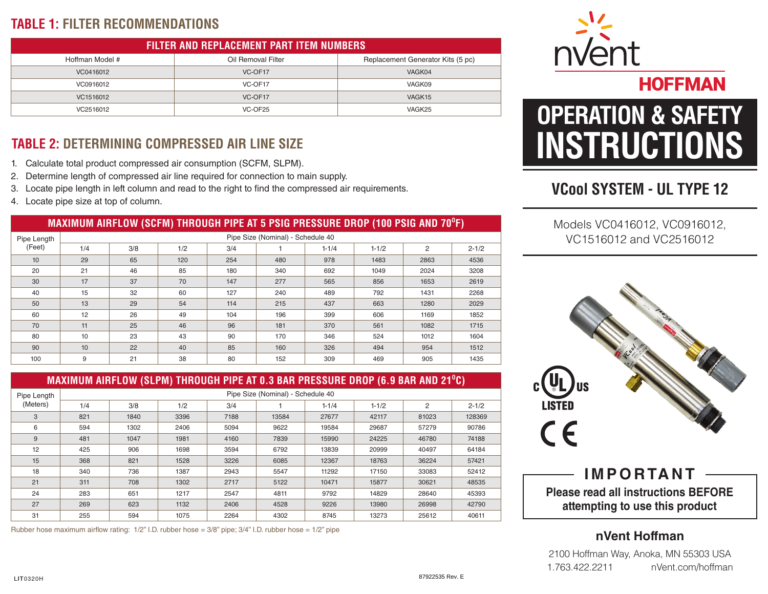## TABLE 1: FILTER RECOMMENDATIONS

| FILTER AND REPLACEMENT PART ITEM NUMBERS | | |
|---|---|---|
| Hoffman Model # | Oil Removal Filter | Replacement Generator Kits (5 pc) |
| VC0416012 | VC-OF17 | VAGK04 |
| VC0916012 | VC-OF17 | VAGK09 |
| VC1516012 | VC-OF17 | VAGK15 |
| VC2516012 | VC-OF25 | VAGK25 |

## TABLE 2: DETERMINING COMPRESSED AIR LINE SIZE

1. Calculate total product compressed air consumption (SCFM, SLPM).
2. Determine length of compressed air line required for connection to main supply.
3. Locate pipe length in left column and read to the right to find the compressed air requirements.
4. Locate pipe size at top of column.

**MAXIMUM AIRFLOW (SCFM) THROUGH PIPE AT 5 PSIG PRESSURE DROP (100 PSIG AND 70°F)**

| Pipe Length (Feet) | Pipe Size (Nominal) - Schedule 40 | | | | | | | | |
|---|---|---|---|---|---|---|---|---|---|
| | 1/4 | 3/8 | 1/2 | 3/4 | 1 | 1-1/4 | 1-1/2 | 2 | 2-1/2 |
| 10 | 29 | 65 | 120 | 254 | 480 | 978 | 1483 | 2863 | 4536 |
| 20 | 21 | 46 | 85 | 180 | 340 | 692 | 1049 | 2024 | 3208 |
| 30 | 17 | 37 | 70 | 147 | 277 | 565 | 856 | 1653 | 2619 |
| 40 | 15 | 32 | 60 | 127 | 240 | 489 | 792 | 1431 | 2268 |
| 50 | 13 | 29 | 54 | 114 | 215 | 437 | 663 | 1280 | 2029 |
| 60 | 12 | 26 | 49 | 104 | 196 | 399 | 606 | 1169 | 1852 |
| 70 | 11 | 25 | 46 | 96 | 181 | 370 | 561 | 1082 | 1715 |
| 80 | 10 | 23 | 43 | 90 | 170 | 346 | 524 | 1012 | 1604 |
| 90 | 10 | 22 | 40 | 85 | 160 | 326 | 494 | 954 | 1512 |
| 100 | 9 | 21 | 38 | 80 | 152 | 309 | 469 | 905 | 1435 |

**MAXIMUM AIRFLOW (SLPM) THROUGH PIPE AT 0.3 BAR PRESSURE DROP (6.9 BAR AND 21°C)**

| Pipe Length (Meters) | Pipe Size (Nominal) - Schedule 40 | | | | | | | | |
|---|---|---|---|---|---|---|---|---|---|
| | 1/4 | 3/8 | 1/2 | 3/4 | 1 | 1-1/4 | 1-1/2 | 2 | 2-1/2 |
| 3 | 821 | 1840 | 3396 | 7188 | 13584 | 27677 | 42117 | 81023 | 128369 |
| 6 | 594 | 1302 | 2406 | 5094 | 9622 | 19584 | 29687 | 57279 | 90786 |
| 9 | 481 | 1047 | 1981 | 4160 | 7839 | 15990 | 24225 | 46780 | 74188 |
| 12 | 425 | 906 | 1698 | 3594 | 6792 | 13839 | 20999 | 40497 | 64184 |
| 15 | 368 | 821 | 1528 | 3226 | 6085 | 12367 | 18763 | 36224 | 57421 |
| 18 | 340 | 736 | 1387 | 2943 | 5547 | 11292 | 17150 | 33083 | 52412 |
| 21 | 311 | 708 | 1302 | 2717 | 5122 | 10471 | 15877 | 30621 | 48535 |
| 24 | 283 | 651 | 1217 | 2547 | 4811 | 9792 | 14829 | 28640 | 45393 |
| 27 | 269 | 623 | 1132 | 2406 | 4528 | 9226 | 13980 | 26998 | 42790 |
| 31 | 255 | 594 | 1075 | 2264 | 4302 | 8745 | 13273 | 25612 | 40611 |

Rubber hose maximum airflow rating: 1/2" I.D. rubber hose = 3/8" pipe; 3/4" I.D. rubber hose = 1/2" pipe

LIT0320H

87922535 Rev. E

nVent HOFFMAN

# OPERATION & SAFETY INSTRUCTIONS

## VCool SYSTEM - UL TYPE 12

Models VC0416012, VC0916012, VC1516012 and VC2516012

c UL US LISTED

CE

**IMPORTANT**

**Please read all instructions BEFORE attempting to use this product**

**nVent Hoffman**

2100 Hoffman Way, Anoka, MN 55303 USA
1.763.422.2211 nVent.com/hoffman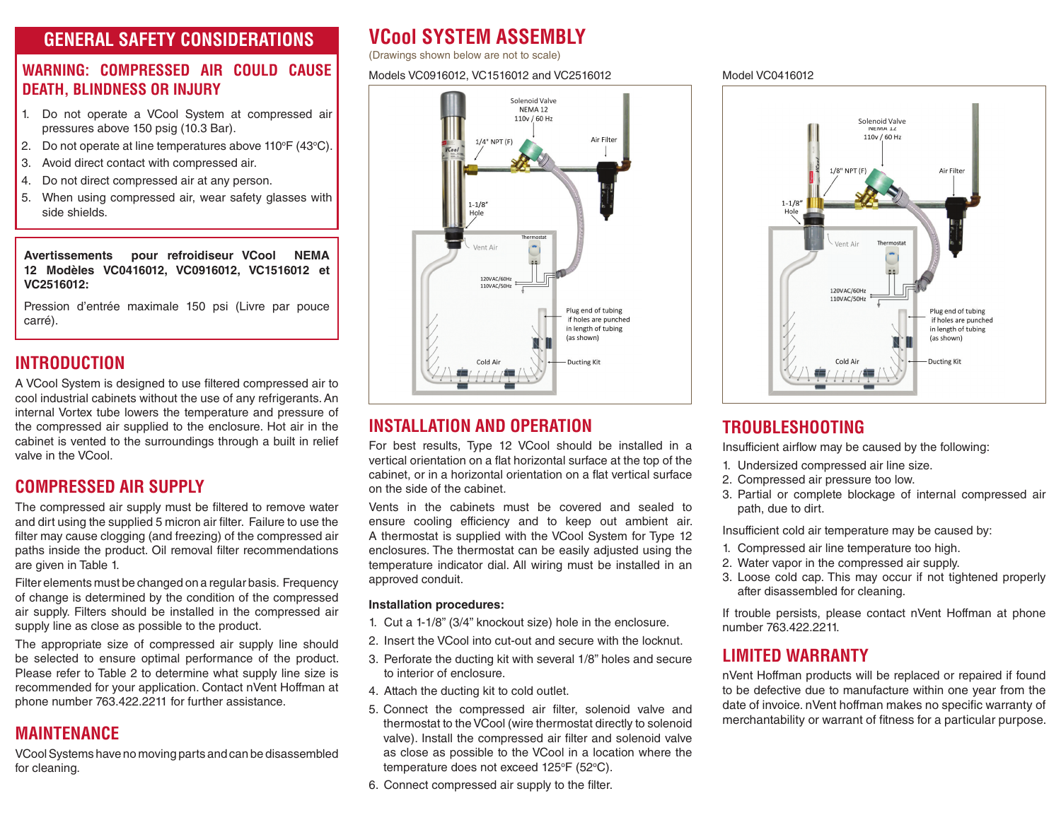## GENERAL SAFETY CONSIDERATIONS

### WARNING: COMPRESSED AIR COULD CAUSE DEATH, BLINDNESS OR INJURY

1. Do not operate a VCool System at compressed air pressures above 150 psig (10.3 Bar).
2. Do not operate at line temperatures above 110ºF (43ºC).
3. Avoid direct contact with compressed air.
4. Do not direct compressed air at any person.
5. When using compressed air, wear safety glasses with side shields.

**Avertissements pour refroidiseur VCool NEMA 12 Modèles VC0416012, VC0916012, VC1516012 et VC2516012:**

Pression d'entrée maximale 150 psi (Livre par pouce carré).

## INTRODUCTION

A VCool System is designed to use filtered compressed air to cool industrial cabinets without the use of any refrigerants. An internal Vortex tube lowers the temperature and pressure of the compressed air supplied to the enclosure. Hot air in the cabinet is vented to the surroundings through a built in relief valve in the VCool.

## COMPRESSED AIR SUPPLY

The compressed air supply must be filtered to remove water and dirt using the supplied 5 micron air filter. Failure to use the filter may cause clogging (and freezing) of the compressed air paths inside the product. Oil removal filter recommendations are given in Table 1.

Filter elements must be changed on a regular basis. Frequency of change is determined by the condition of the compressed air supply. Filters should be installed in the compressed air supply line as close as possible to the product.

The appropriate size of compressed air supply line should be selected to ensure optimal performance of the product. Please refer to Table 2 to determine what supply line size is recommended for your application. Contact nVent Hoffman at phone number 763.422.2211 for further assistance.

## MAINTENANCE

VCool Systems have no moving parts and can be disassembled for cleaning.

## VCool SYSTEM ASSEMBLY

(Drawings shown below are not to scale)

Models VC0916012, VC1516012 and VC2516012

Solenoid Valve
NEMA 12
110v / 60 Hz
1/4" NPT (F)
Air Filter
1-1/8" Hole
Vent Air
Thermostat
120VAC/60Hz
110VAC/50Hz
Plug end of tubing if holes are punched in length of tubing (as shown)
Cold Air
Ducting Kit

Model VC0416012

Solenoid Valve
NEMA 12
110v / 60 Hz
1/8" NPT (F)
Air Filter
1-1/8" Hole
Vent Air
Thermostat
120VAC/60Hz
110VAC/50Hz
Plug end of tubing if holes are punched in length of tubing (as shown)
Cold Air
Ducting Kit

## INSTALLATION AND OPERATION

For best results, Type 12 VCool should be installed in a vertical orientation on a flat horizontal surface at the top of the cabinet, or in a horizontal orientation on a flat vertical surface on the side of the cabinet.

Vents in the cabinets must be covered and sealed to ensure cooling efficiency and to keep out ambient air. A thermostat is supplied with the VCool System for Type 12 enclosures. The thermostat can be easily adjusted using the temperature indicator dial. All wiring must be installed in an approved conduit.

**Installation procedures:**

1. Cut a 1-1/8" (3/4" knockout size) hole in the enclosure.
2. Insert the VCool into cut-out and secure with the locknut.
3. Perforate the ducting kit with several 1/8" holes and secure to interior of enclosure.
4. Attach the ducting kit to cold outlet.
5. Connect the compressed air filter, solenoid valve and thermostat to the VCool (wire thermostat directly to solenoid valve). Install the compressed air filter and solenoid valve as close as possible to the VCool in a location where the temperature does not exceed 125ºF (52ºC).
6. Connect compressed air supply to the filter.

## TROUBLESHOOTING

Insufficient airflow may be caused by the following:

1. Undersized compressed air line size.
2. Compressed air pressure too low.
3. Partial or complete blockage of internal compressed air path, due to dirt.

Insufficient cold air temperature may be caused by:

1. Compressed air line temperature too high.
2. Water vapor in the compressed air supply.
3. Loose cold cap. This may occur if not tightened properly after disassembled for cleaning.

If trouble persists, please contact nVent Hoffman at phone number 763.422.2211.

## LIMITED WARRANTY

nVent Hoffman products will be replaced or repaired if found to be defective due to manufacture within one year from the date of invoice. nVent hoffman makes no specific warranty of merchantability or warrant of fitness for a particular purpose.